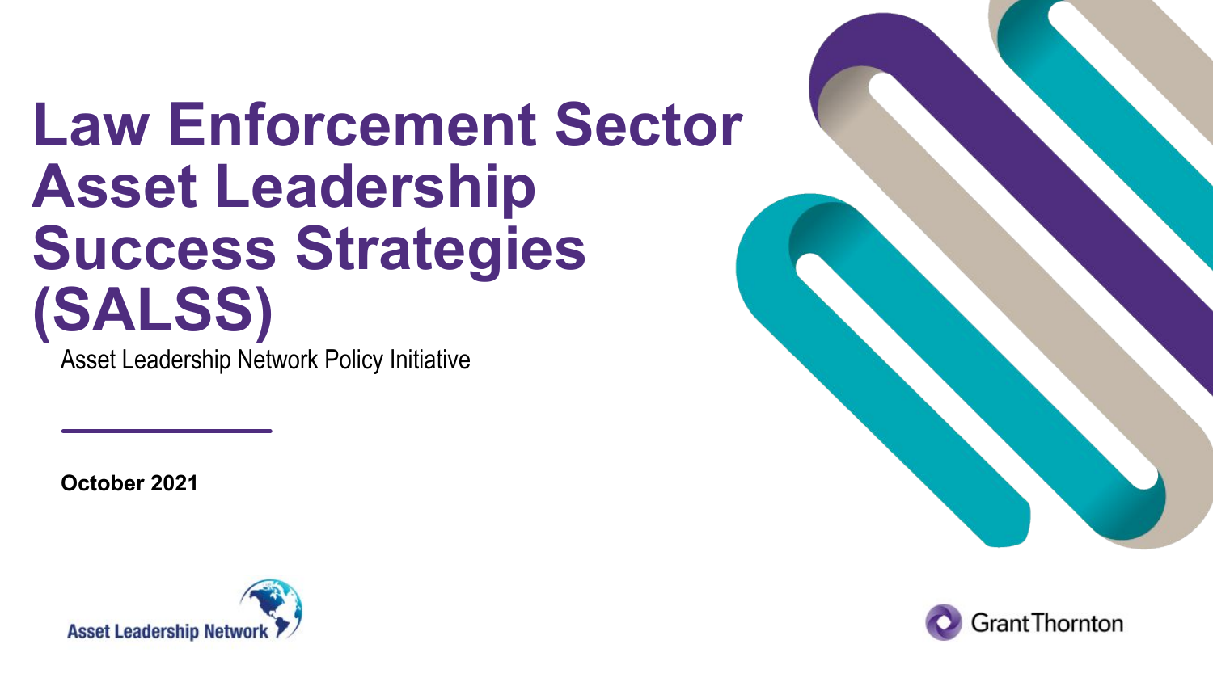# Law Enforcement Sector Asset Leadership Success Strategies (SALSS)

Asset Leadership Network Policy Initiative

**October 2021**

Asset Leadership Network

Grant Thornton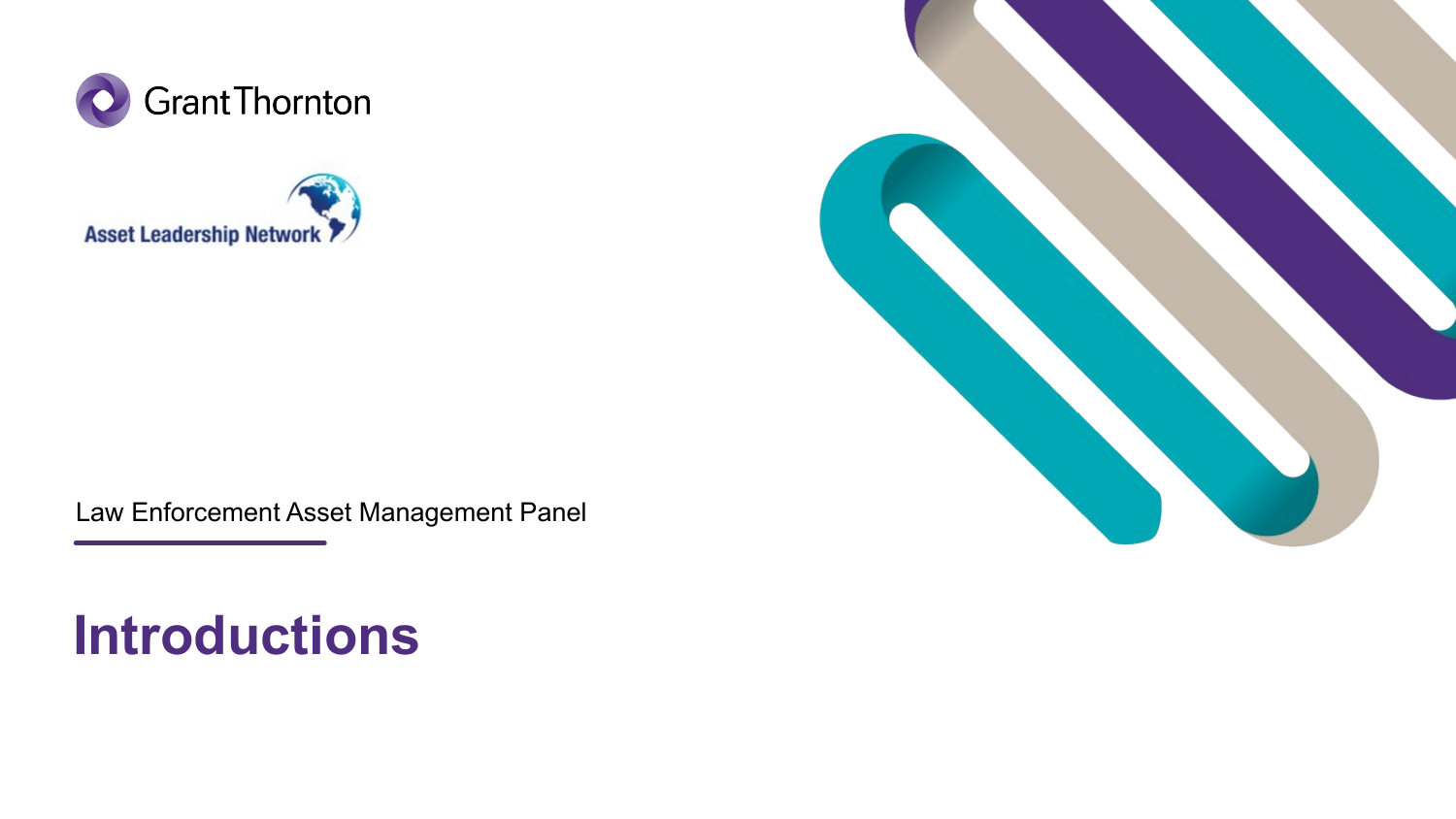Grant Thornton

Asset Leadership Network

Law Enforcement Asset Management Panel

# Introductions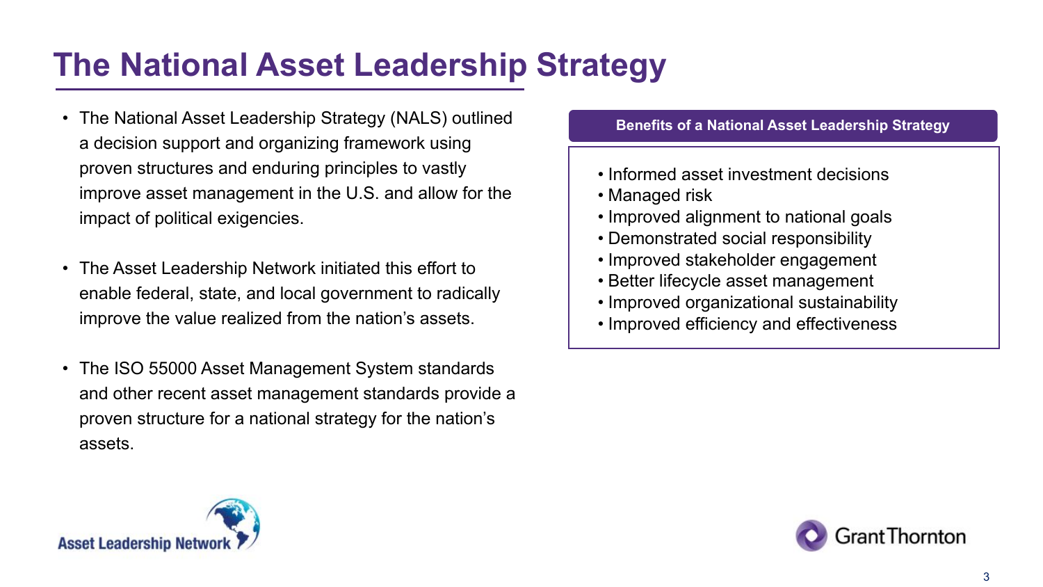# The National Asset Leadership Strategy

- The National Asset Leadership Strategy (NALS) outlined a decision support and organizing framework using proven structures and enduring principles to vastly improve asset management in the U.S. and allow for the impact of political exigencies.
- The Asset Leadership Network initiated this effort to enable federal, state, and local government to radically improve the value realized from the nation's assets.
- The ISO 55000 Asset Management System standards and other recent asset management standards provide a proven structure for a national strategy for the nation's assets.

**Benefits of a National Asset Leadership Strategy**

- Informed asset investment decisions
- Managed risk
- Improved alignment to national goals
- Demonstrated social responsibility
- Improved stakeholder engagement
- Better lifecycle asset management
- Improved organizational sustainability
- Improved efficiency and effectiveness

Asset Leadership Network

GrantThornton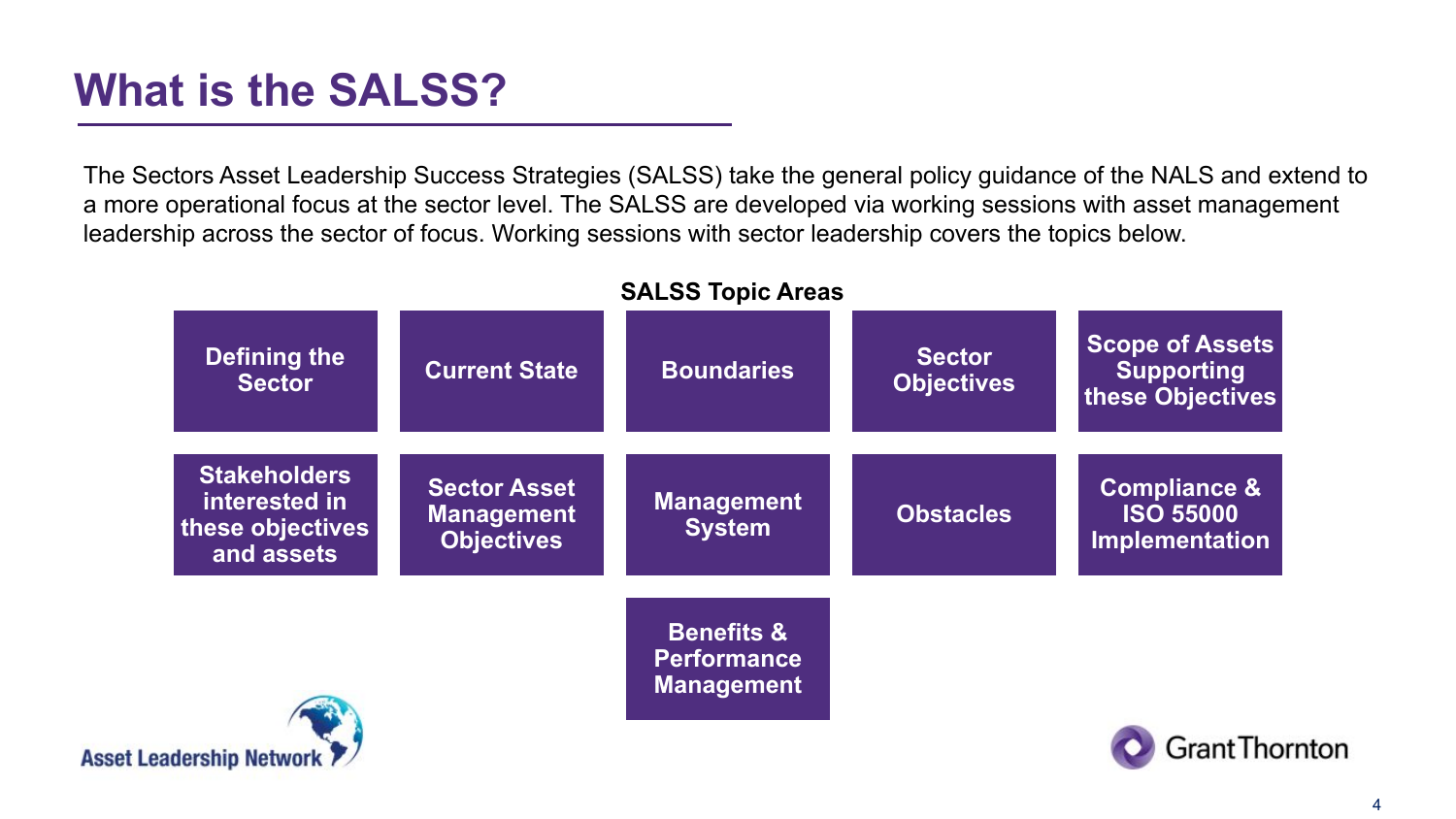# What is the SALSS?

The Sectors Asset Leadership Success Strategies (SALSS) take the general policy guidance of the NALS and extend to a more operational focus at the sector level. The SALSS are developed via working sessions with asset management leadership across the sector of focus. Working sessions with sector leadership covers the topics below.

**SALSS Topic Areas**

- Defining the Sector
- Current State
- Boundaries
- Sector Objectives
- Scope of Assets Supporting these Objectives
- Stakeholders interested in these objectives and assets
- Sector Asset Management Objectives
- Management System
- Obstacles
- Compliance & ISO 55000 Implementation
- Benefits & Performance Management

Asset Leadership Network

Grant Thornton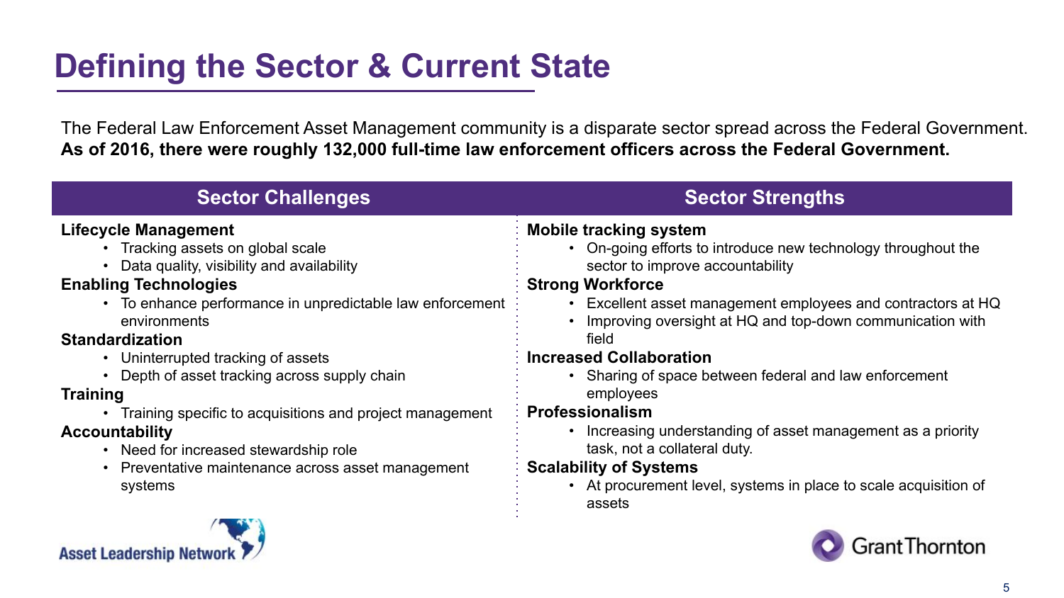# Defining the Sector & Current State

The Federal Law Enforcement Asset Management community is a disparate sector spread across the Federal Government. **As of 2016, there were roughly 132,000 full-time law enforcement officers across the Federal Government.**

## Sector Challenges

**Lifecycle Management**
- Tracking assets on global scale
- Data quality, visibility and availability

**Enabling Technologies**
- To enhance performance in unpredictable law enforcement environments

**Standardization**
- Uninterrupted tracking of assets
- Depth of asset tracking across supply chain

**Training**
- Training specific to acquisitions and project management

**Accountability**
- Need for increased stewardship role
- Preventative maintenance across asset management systems

## Sector Strengths

**Mobile tracking system**
- On-going efforts to introduce new technology throughout the sector to improve accountability

**Strong Workforce**
- Excellent asset management employees and contractors at HQ
- Improving oversight at HQ and top-down communication with field

**Increased Collaboration**
- Sharing of space between federal and law enforcement employees

**Professionalism**
- Increasing understanding of asset management as a priority task, not a collateral duty.

**Scalability of Systems**
- At procurement level, systems in place to scale acquisition of assets

Asset Leadership Network

Grant Thornton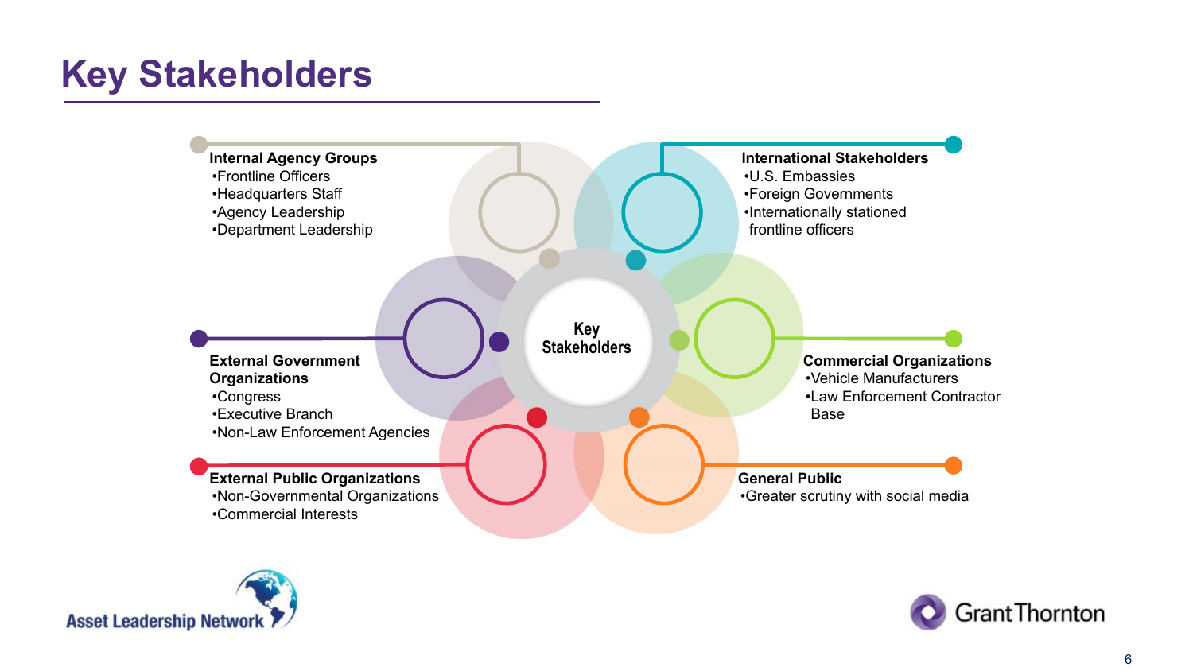# Key Stakeholders

**Key Stakeholders**

**Internal Agency Groups**
- Frontline Officers
- Headquarters Staff
- Agency Leadership
- Department Leadership

**International Stakeholders**
- U.S. Embassies
- Foreign Governments
- Internationally stationed frontline officers

**External Government Organizations**
- Congress
- Executive Branch
- Non-Law Enforcement Agencies

**Commercial Organizations**
- Vehicle Manufacturers
- Law Enforcement Contractor Base

**External Public Organizations**
- Non-Governmental Organizations
- Commercial Interests

**General Public**
- Greater scrutiny with social media

Asset Leadership Network

Grant Thornton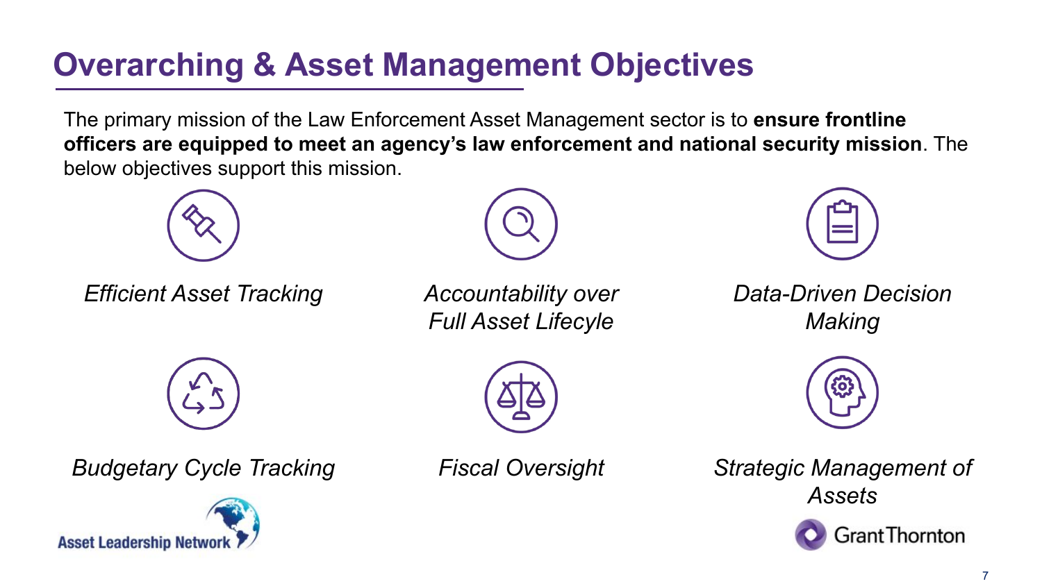# Overarching & Asset Management Objectives

The primary mission of the Law Enforcement Asset Management sector is to **ensure frontline officers are equipped to meet an agency's law enforcement and national security mission**. The below objectives support this mission.

*Efficient Asset Tracking*

*Accountability over Full Asset Lifecyle*

*Data-Driven Decision Making*

*Budgetary Cycle Tracking*

*Fiscal Oversight*

*Strategic Management of Assets*

Asset Leadership Network

Grant Thornton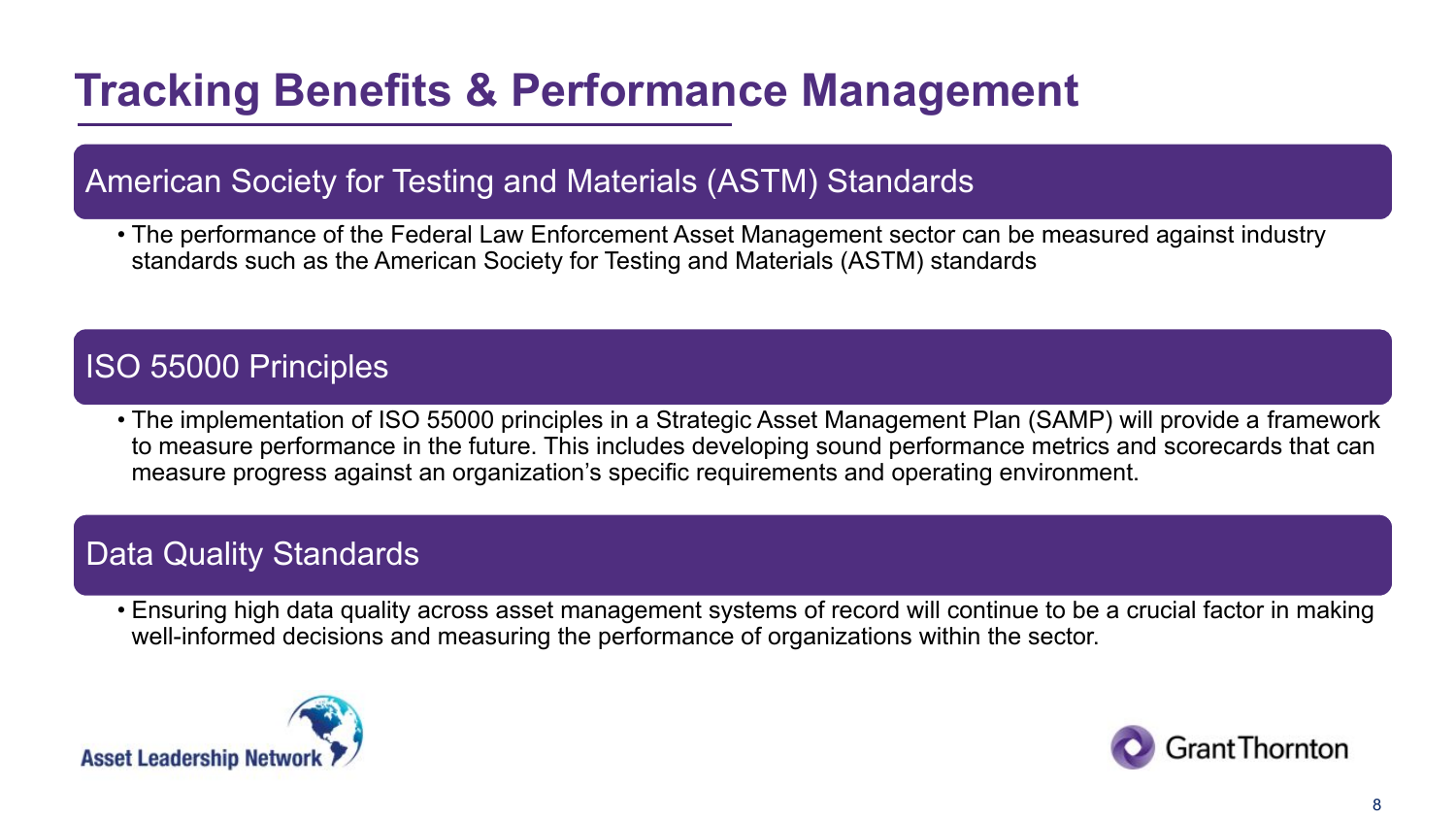# Tracking Benefits & Performance Management

## American Society for Testing and Materials (ASTM) Standards

- The performance of the Federal Law Enforcement Asset Management sector can be measured against industry standards such as the American Society for Testing and Materials (ASTM) standards

## ISO 55000 Principles

- The implementation of ISO 55000 principles in a Strategic Asset Management Plan (SAMP) will provide a framework to measure performance in the future. This includes developing sound performance metrics and scorecards that can measure progress against an organization's specific requirements and operating environment.

## Data Quality Standards

- Ensuring high data quality across asset management systems of record will continue to be a crucial factor in making well-informed decisions and measuring the performance of organizations within the sector.

Asset Leadership Network

Grant Thornton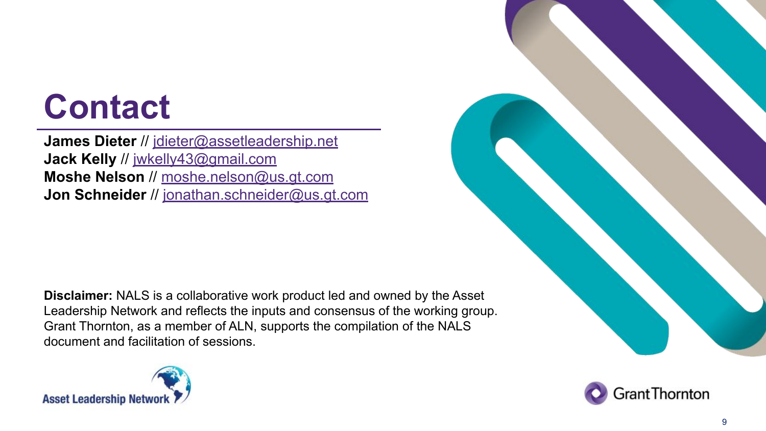# Contact

**James Dieter** // jdieter@assetleadership.net
**Jack Kelly** // jwkelly43@gmail.com
**Moshe Nelson** // moshe.nelson@us.gt.com
**Jon Schneider** // jonathan.schneider@us.gt.com

**Disclaimer:** NALS is a collaborative work product led and owned by the Asset Leadership Network and reflects the inputs and consensus of the working group. Grant Thornton, as a member of ALN, supports the compilation of the NALS document and facilitation of sessions.

Asset Leadership Network

Grant Thornton